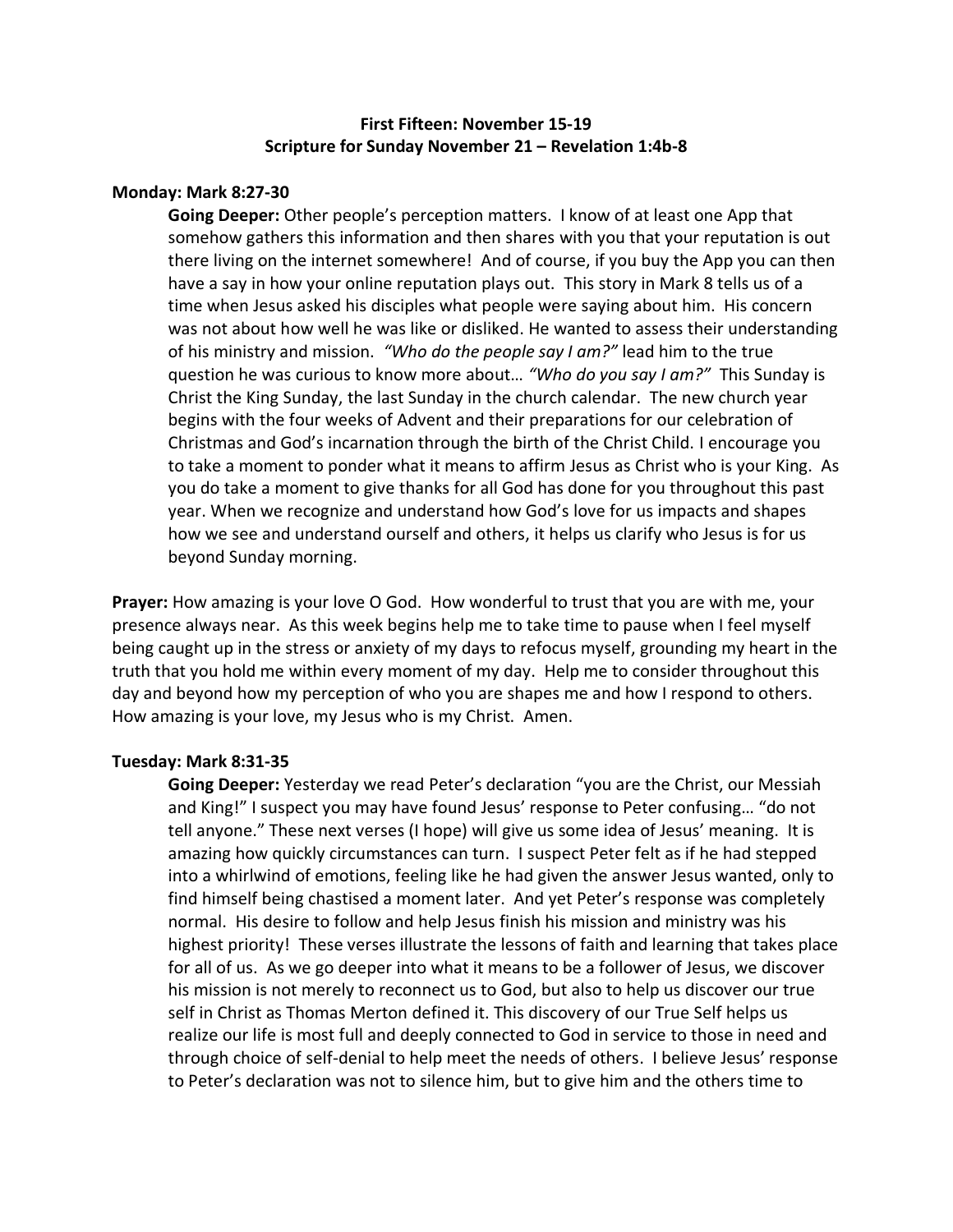**First Fifteen: November 15-19**
**Scripture for Sunday November 21 – Revelation 1:4b-8**

**Monday: Mark 8:27-30**

**Going Deeper:** Other people's perception matters. I know of at least one App that somehow gathers this information and then shares with you that your reputation is out there living on the internet somewhere! And of course, if you buy the App you can then have a say in how your online reputation plays out. This story in Mark 8 tells us of a time when Jesus asked his disciples what people were saying about him. His concern was not about how well he was like or disliked. He wanted to assess their understanding of his ministry and mission. *"Who do the people say I am?"* lead him to the true question he was curious to know more about… *"Who do you say I am?"* This Sunday is Christ the King Sunday, the last Sunday in the church calendar. The new church year begins with the four weeks of Advent and their preparations for our celebration of Christmas and God's incarnation through the birth of the Christ Child. I encourage you to take a moment to ponder what it means to affirm Jesus as Christ who is your King. As you do take a moment to give thanks for all God has done for you throughout this past year. When we recognize and understand how God's love for us impacts and shapes how we see and understand ourself and others, it helps us clarify who Jesus is for us beyond Sunday morning.

**Prayer:** How amazing is your love O God. How wonderful to trust that you are with me, your presence always near. As this week begins help me to take time to pause when I feel myself being caught up in the stress or anxiety of my days to refocus myself, grounding my heart in the truth that you hold me within every moment of my day. Help me to consider throughout this day and beyond how my perception of who you are shapes me and how I respond to others. How amazing is your love, my Jesus who is my Christ. Amen.

**Tuesday: Mark 8:31-35**

**Going Deeper:** Yesterday we read Peter's declaration "you are the Christ, our Messiah and King!" I suspect you may have found Jesus' response to Peter confusing… "do not tell anyone." These next verses (I hope) will give us some idea of Jesus' meaning. It is amazing how quickly circumstances can turn. I suspect Peter felt as if he had stepped into a whirlwind of emotions, feeling like he had given the answer Jesus wanted, only to find himself being chastised a moment later. And yet Peter's response was completely normal. His desire to follow and help Jesus finish his mission and ministry was his highest priority! These verses illustrate the lessons of faith and learning that takes place for all of us. As we go deeper into what it means to be a follower of Jesus, we discover his mission is not merely to reconnect us to God, but also to help us discover our true self in Christ as Thomas Merton defined it. This discovery of our True Self helps us realize our life is most full and deeply connected to God in service to those in need and through choice of self-denial to help meet the needs of others. I believe Jesus' response to Peter's declaration was not to silence him, but to give him and the others time to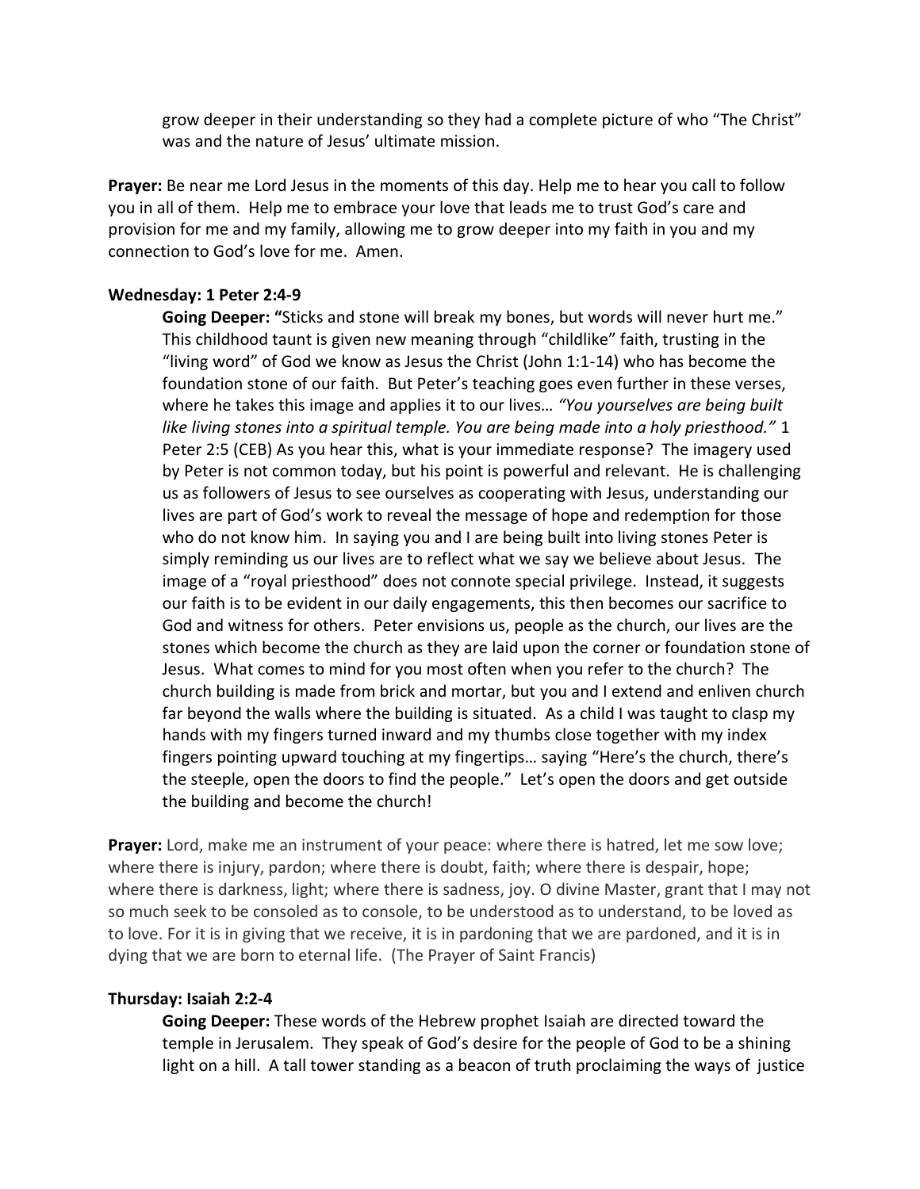grow deeper in their understanding so they had a complete picture of who "The Christ" was and the nature of Jesus' ultimate mission.

**Prayer:** Be near me Lord Jesus in the moments of this day. Help me to hear you call to follow you in all of them. Help me to embrace your love that leads me to trust God's care and provision for me and my family, allowing me to grow deeper into my faith in you and my connection to God's love for me. Amen.

**Wednesday: 1 Peter 2:4-9**

**Going Deeper: "**Sticks and stone will break my bones, but words will never hurt me." This childhood taunt is given new meaning through "childlike" faith, trusting in the "living word" of God we know as Jesus the Christ (John 1:1-14) who has become the foundation stone of our faith. But Peter's teaching goes even further in these verses, where he takes this image and applies it to our lives… *"You yourselves are being built like living stones into a spiritual temple. You are being made into a holy priesthood."* 1 Peter 2:5 (CEB) As you hear this, what is your immediate response? The imagery used by Peter is not common today, but his point is powerful and relevant. He is challenging us as followers of Jesus to see ourselves as cooperating with Jesus, understanding our lives are part of God's work to reveal the message of hope and redemption for those who do not know him. In saying you and I are being built into living stones Peter is simply reminding us our lives are to reflect what we say we believe about Jesus. The image of a "royal priesthood" does not connote special privilege. Instead, it suggests our faith is to be evident in our daily engagements, this then becomes our sacrifice to God and witness for others. Peter envisions us, people as the church, our lives are the stones which become the church as they are laid upon the corner or foundation stone of Jesus. What comes to mind for you most often when you refer to the church? The church building is made from brick and mortar, but you and I extend and enliven church far beyond the walls where the building is situated. As a child I was taught to clasp my hands with my fingers turned inward and my thumbs close together with my index fingers pointing upward touching at my fingertips… saying "Here's the church, there's the steeple, open the doors to find the people." Let's open the doors and get outside the building and become the church!

**Prayer:** Lord, make me an instrument of your peace: where there is hatred, let me sow love; where there is injury, pardon; where there is doubt, faith; where there is despair, hope; where there is darkness, light; where there is sadness, joy. O divine Master, grant that I may not so much seek to be consoled as to console, to be understood as to understand, to be loved as to love. For it is in giving that we receive, it is in pardoning that we are pardoned, and it is in dying that we are born to eternal life. (The Prayer of Saint Francis)

**Thursday: Isaiah 2:2-4**

**Going Deeper:** These words of the Hebrew prophet Isaiah are directed toward the temple in Jerusalem. They speak of God's desire for the people of God to be a shining light on a hill. A tall tower standing as a beacon of truth proclaiming the ways of justice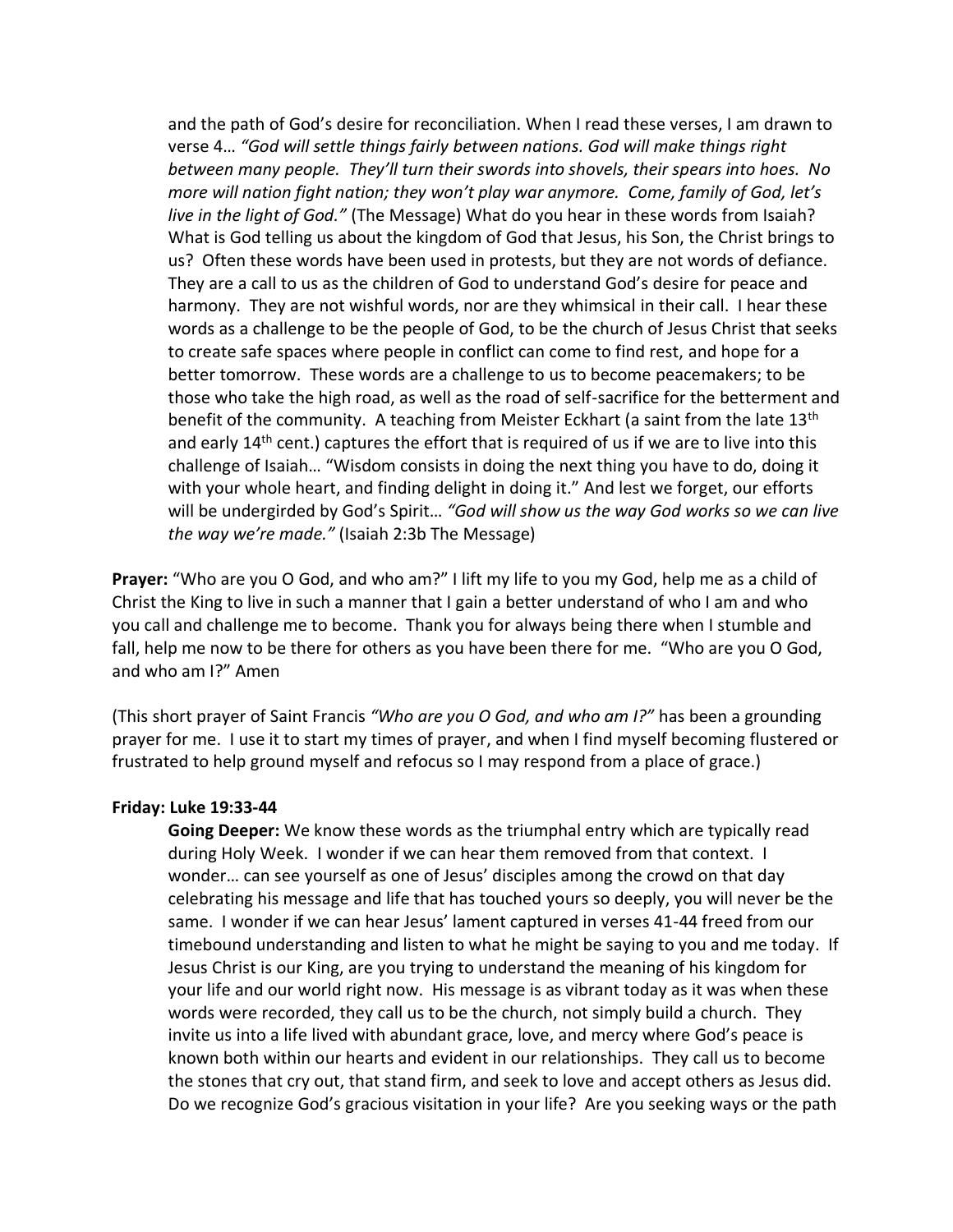and the path of God's desire for reconciliation. When I read these verses, I am drawn to verse 4… *"God will settle things fairly between nations. God will make things right between many people. They'll turn their swords into shovels, their spears into hoes. No more will nation fight nation; they won't play war anymore. Come, family of God, let's live in the light of God."* (The Message) What do you hear in these words from Isaiah? What is God telling us about the kingdom of God that Jesus, his Son, the Christ brings to us? Often these words have been used in protests, but they are not words of defiance. They are a call to us as the children of God to understand God's desire for peace and harmony. They are not wishful words, nor are they whimsical in their call. I hear these words as a challenge to be the people of God, to be the church of Jesus Christ that seeks to create safe spaces where people in conflict can come to find rest, and hope for a better tomorrow. These words are a challenge to us to become peacemakers; to be those who take the high road, as well as the road of self-sacrifice for the betterment and benefit of the community. A teaching from Meister Eckhart (a saint from the late 13th and early 14th cent.) captures the effort that is required of us if we are to live into this challenge of Isaiah… "Wisdom consists in doing the next thing you have to do, doing it with your whole heart, and finding delight in doing it." And lest we forget, our efforts will be undergirded by God's Spirit… *"God will show us the way God works so we can live the way we're made."* (Isaiah 2:3b The Message)

**Prayer:** "Who are you O God, and who am?" I lift my life to you my God, help me as a child of Christ the King to live in such a manner that I gain a better understand of who I am and who you call and challenge me to become. Thank you for always being there when I stumble and fall, help me now to be there for others as you have been there for me. "Who are you O God, and who am I?" Amen

(This short prayer of Saint Francis *"Who are you O God, and who am I?"* has been a grounding prayer for me. I use it to start my times of prayer, and when I find myself becoming flustered or frustrated to help ground myself and refocus so I may respond from a place of grace.)

**Friday: Luke 19:33-44**

**Going Deeper:** We know these words as the triumphal entry which are typically read during Holy Week. I wonder if we can hear them removed from that context. I wonder… can see yourself as one of Jesus' disciples among the crowd on that day celebrating his message and life that has touched yours so deeply, you will never be the same. I wonder if we can hear Jesus' lament captured in verses 41-44 freed from our timebound understanding and listen to what he might be saying to you and me today. If Jesus Christ is our King, are you trying to understand the meaning of his kingdom for your life and our world right now. His message is as vibrant today as it was when these words were recorded, they call us to be the church, not simply build a church. They invite us into a life lived with abundant grace, love, and mercy where God's peace is known both within our hearts and evident in our relationships. They call us to become the stones that cry out, that stand firm, and seek to love and accept others as Jesus did. Do we recognize God's gracious visitation in your life? Are you seeking ways or the path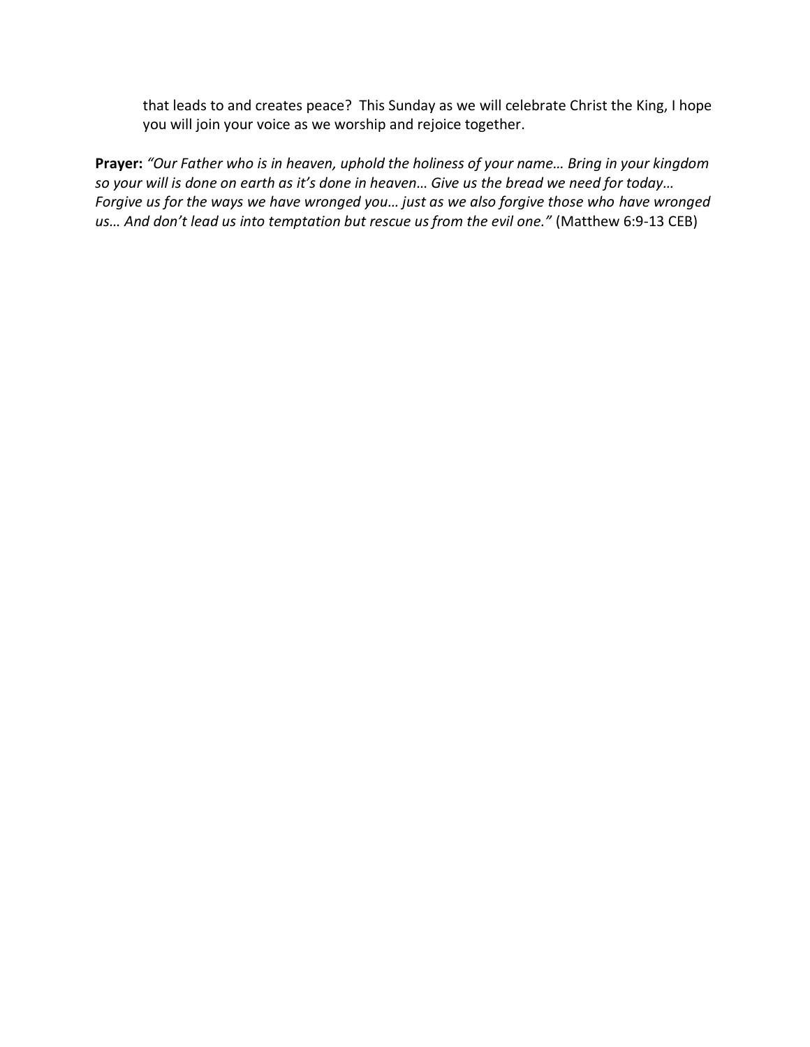that leads to and creates peace? This Sunday as we will celebrate Christ the King, I hope you will join your voice as we worship and rejoice together.

**Prayer:** *"Our Father who is in heaven, uphold the holiness of your name… Bring in your kingdom so your will is done on earth as it's done in heaven… Give us the bread we need for today… Forgive us for the ways we have wronged you… just as we also forgive those who have wronged us… And don't lead us into temptation but rescue us from the evil one."* (Matthew 6:9-13 CEB)